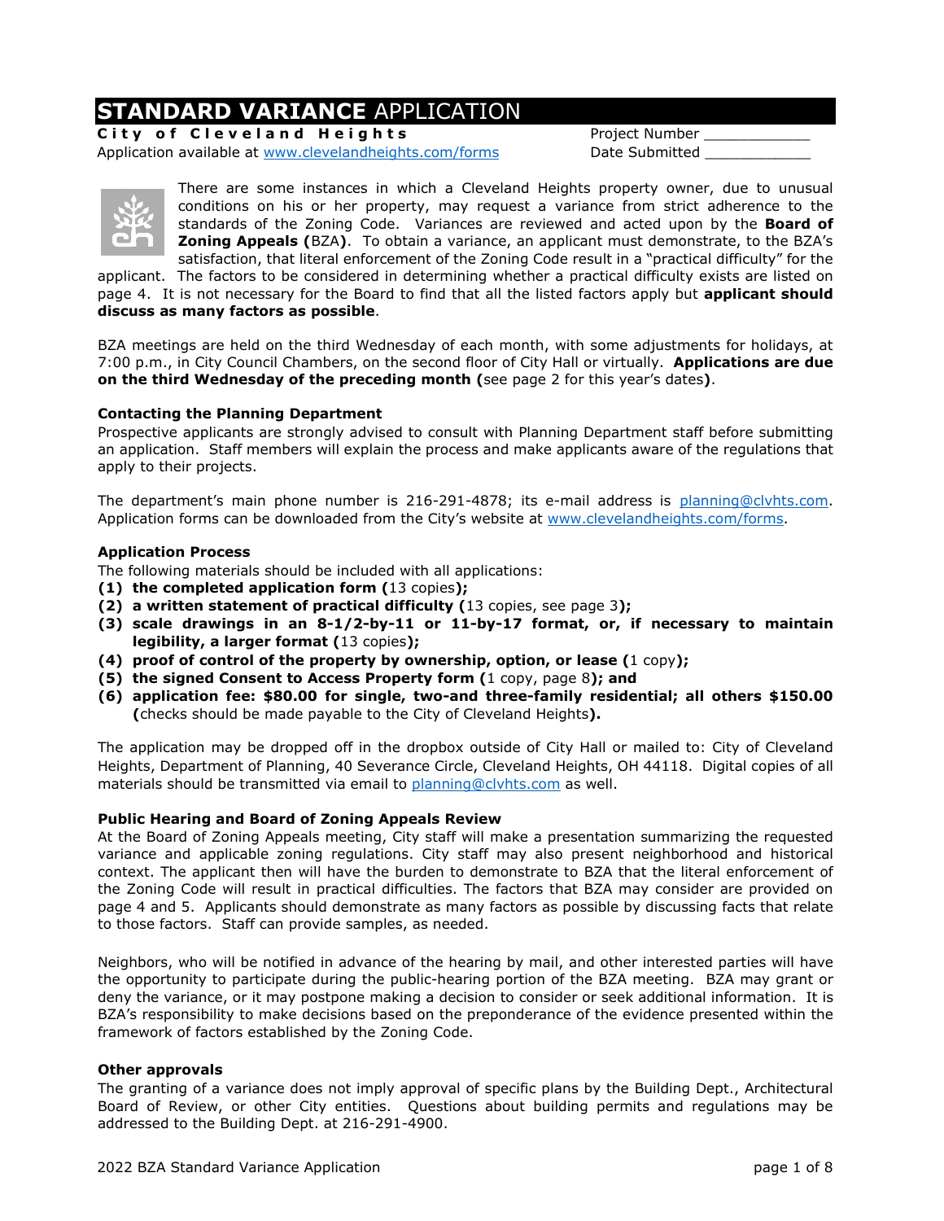# **STANDARD VARIANCE** APPLICATION

**City of Cleveland Heights**

Application available at www.clevelandheights.com/forms

Project Number ____________

Date Submitted ____________

There are some instances in which a Cleveland Heights property owner, due to unusual conditions on his or her property, may request a variance from strict adherence to the standards of the Zoning Code. Variances are reviewed and acted upon by the **Board of Zoning Appeals (**BZA**)**. To obtain a variance, an applicant must demonstrate, to the BZA's satisfaction, that literal enforcement of the Zoning Code result in a "practical difficulty" for the applicant. The factors to be considered in determining whether a practical difficulty exists are listed on page 4. It is not necessary for the Board to find that all the listed factors apply but **applicant should discuss as many factors as possible**.

BZA meetings are held on the third Wednesday of each month, with some adjustments for holidays, at 7:00 p.m., in City Council Chambers, on the second floor of City Hall or virtually. **Applications are due on the third Wednesday of the preceding month (**see page 2 for this year's dates**)**.

### Contacting the Planning Department

Prospective applicants are strongly advised to consult with Planning Department staff before submitting an application. Staff members will explain the process and make applicants aware of the regulations that apply to their projects.

The department's main phone number is 216-291-4878; its e-mail address is planning@clvhts.com. Application forms can be downloaded from the City's website at www.clevelandheights.com/forms.

### Application Process

The following materials should be included with all applications:

**(1) the completed application form (**13 copies**);**
**(2) a written statement of practical difficulty (**13 copies, see page 3**);**
**(3) scale drawings in an 8-1/2-by-11 or 11-by-17 format, or, if necessary to maintain legibility, a larger format (**13 copies**);**
**(4) proof of control of the property by ownership, option, or lease (**1 copy**);**
**(5) the signed Consent to Access Property form (**1 copy, page 8**); and**
**(6) application fee: $80.00 for single, two-and three-family residential; all others $150.00 (**checks should be made payable to the City of Cleveland Heights**).**

The application may be dropped off in the dropbox outside of City Hall or mailed to: City of Cleveland Heights, Department of Planning, 40 Severance Circle, Cleveland Heights, OH 44118. Digital copies of all materials should be transmitted via email to planning@clvhts.com as well.

### Public Hearing and Board of Zoning Appeals Review

At the Board of Zoning Appeals meeting, City staff will make a presentation summarizing the requested variance and applicable zoning regulations. City staff may also present neighborhood and historical context. The applicant then will have the burden to demonstrate to BZA that the literal enforcement of the Zoning Code will result in practical difficulties. The factors that BZA may consider are provided on page 4 and 5. Applicants should demonstrate as many factors as possible by discussing facts that relate to those factors. Staff can provide samples, as needed.

Neighbors, who will be notified in advance of the hearing by mail, and other interested parties will have the opportunity to participate during the public-hearing portion of the BZA meeting. BZA may grant or deny the variance, or it may postpone making a decision to consider or seek additional information. It is BZA's responsibility to make decisions based on the preponderance of the evidence presented within the framework of factors established by the Zoning Code.

### Other approvals

The granting of a variance does not imply approval of specific plans by the Building Dept., Architectural Board of Review, or other City entities. Questions about building permits and regulations may be addressed to the Building Dept. at 216-291-4900.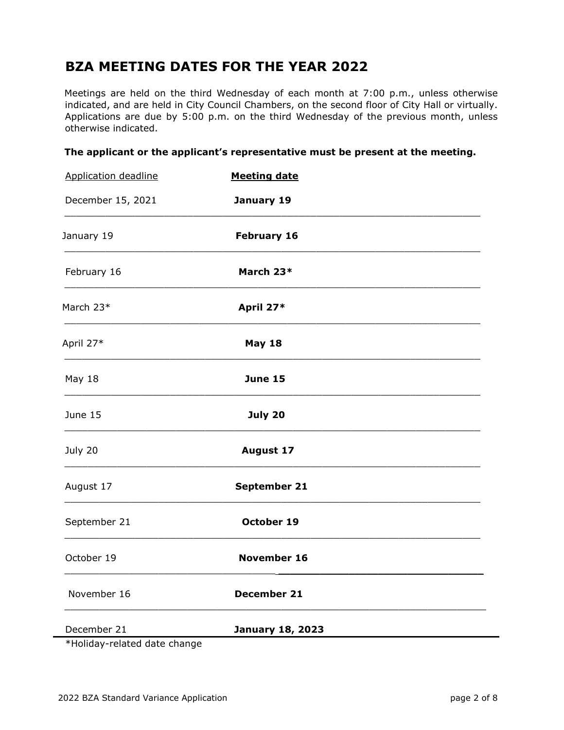# BZA MEETING DATES FOR THE YEAR 2022

Meetings are held on the third Wednesday of each month at 7:00 p.m., unless otherwise indicated, and are held in City Council Chambers, on the second floor of City Hall or virtually. Applications are due by 5:00 p.m. on the third Wednesday of the previous month, unless otherwise indicated.

**The applicant or the applicant's representative must be present at the meeting.**

| Application deadline | **Meeting date** |
|---|---|
| December 15, 2021 | **January 19** |
| January 19 | **February 16** |
| February 16 | **March 23*** |
| March 23* | **April 27*** |
| April 27* | **May 18** |
| May 18 | **June 15** |
| June 15 | **July 20** |
| July 20 | **August 17** |
| August 17 | **September 21** |
| September 21 | **October 19** |
| October 19 | **November 16** |
| November 16 | **December 21** |
| December 21 | **January 18, 2023** |

*Holiday-related date change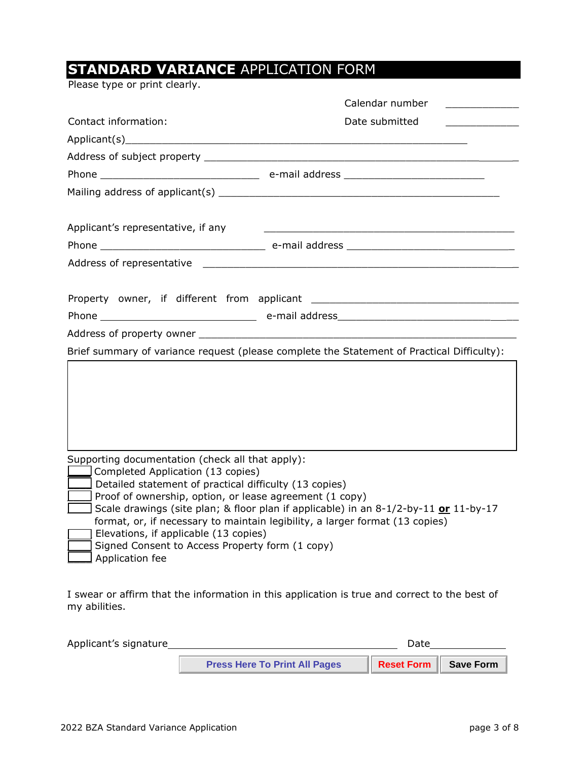# **STANDARD VARIANCE** APPLICATION FORM

Please type or print clearly.

Calendar number ____________

Contact information: Date submitted ____________

Applicant(s)_____________________________________________________

Address of subject property ___________________________________________________

Phone ___________________________ e-mail address ________________________

Mailing address of applicant(s) ________________________________________________

Applicant's representative, if any ___________________________________________

Phone ____________________________ e-mail address _____________________________

Address of representative ______________________________________________________

Property owner, if different from applicant ____________________________________

Phone ___________________________ e-mail address_______________________________

Address of property owner _____________________________________________________

Brief summary of variance request (please complete the Statement of Practical Difficulty):

Supporting documentation (check all that apply):

- [ ] Completed Application (13 copies)
- [ ] Detailed statement of practical difficulty (13 copies)
- [ ] Proof of ownership, option, or lease agreement (1 copy)
- [ ] Scale drawings (site plan; & floor plan if applicable) in an 8-1/2-by-11 **or** 11-by-17 format, or, if necessary to maintain legibility, a larger format (13 copies)
- [ ] Elevations, if applicable (13 copies)
- [ ] Signed Consent to Access Property form (1 copy)
- [ ] Application fee

I swear or affirm that the information in this application is true and correct to the best of my abilities.

Applicant's signature_________________________________________ Date_____________

Press Here To Print All Pages | Reset Form | Save Form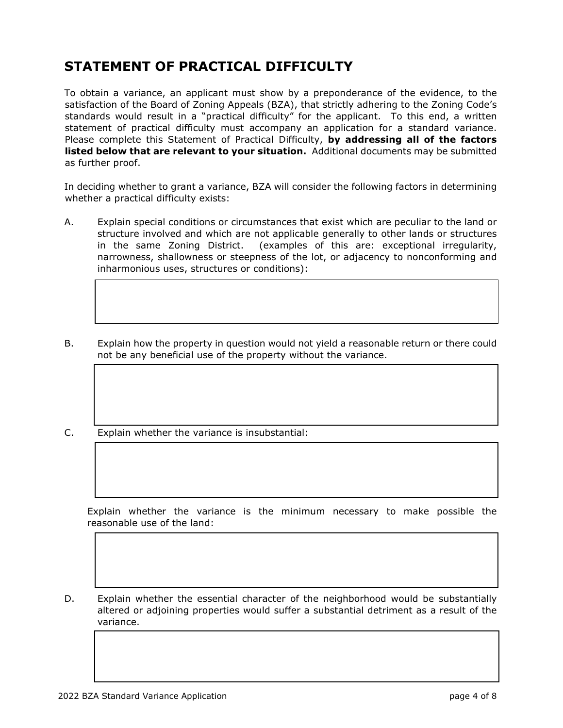## STATEMENT OF PRACTICAL DIFFICULTY

To obtain a variance, an applicant must show by a preponderance of the evidence, to the satisfaction of the Board of Zoning Appeals (BZA), that strictly adhering to the Zoning Code's standards would result in a "practical difficulty" for the applicant. To this end, a written statement of practical difficulty must accompany an application for a standard variance. Please complete this Statement of Practical Difficulty, **by addressing all of the factors listed below that are relevant to your situation.** Additional documents may be submitted as further proof.

In deciding whether to grant a variance, BZA will consider the following factors in determining whether a practical difficulty exists:

A. Explain special conditions or circumstances that exist which are peculiar to the land or structure involved and which are not applicable generally to other lands or structures in the same Zoning District. (examples of this are: exceptional irregularity, narrowness, shallowness or steepness of the lot, or adjacency to nonconforming and inharmonious uses, structures or conditions):

B. Explain how the property in question would not yield a reasonable return or there could not be any beneficial use of the property without the variance.

C. Explain whether the variance is insubstantial:

Explain whether the variance is the minimum necessary to make possible the reasonable use of the land:

D. Explain whether the essential character of the neighborhood would be substantially altered or adjoining properties would suffer a substantial detriment as a result of the variance.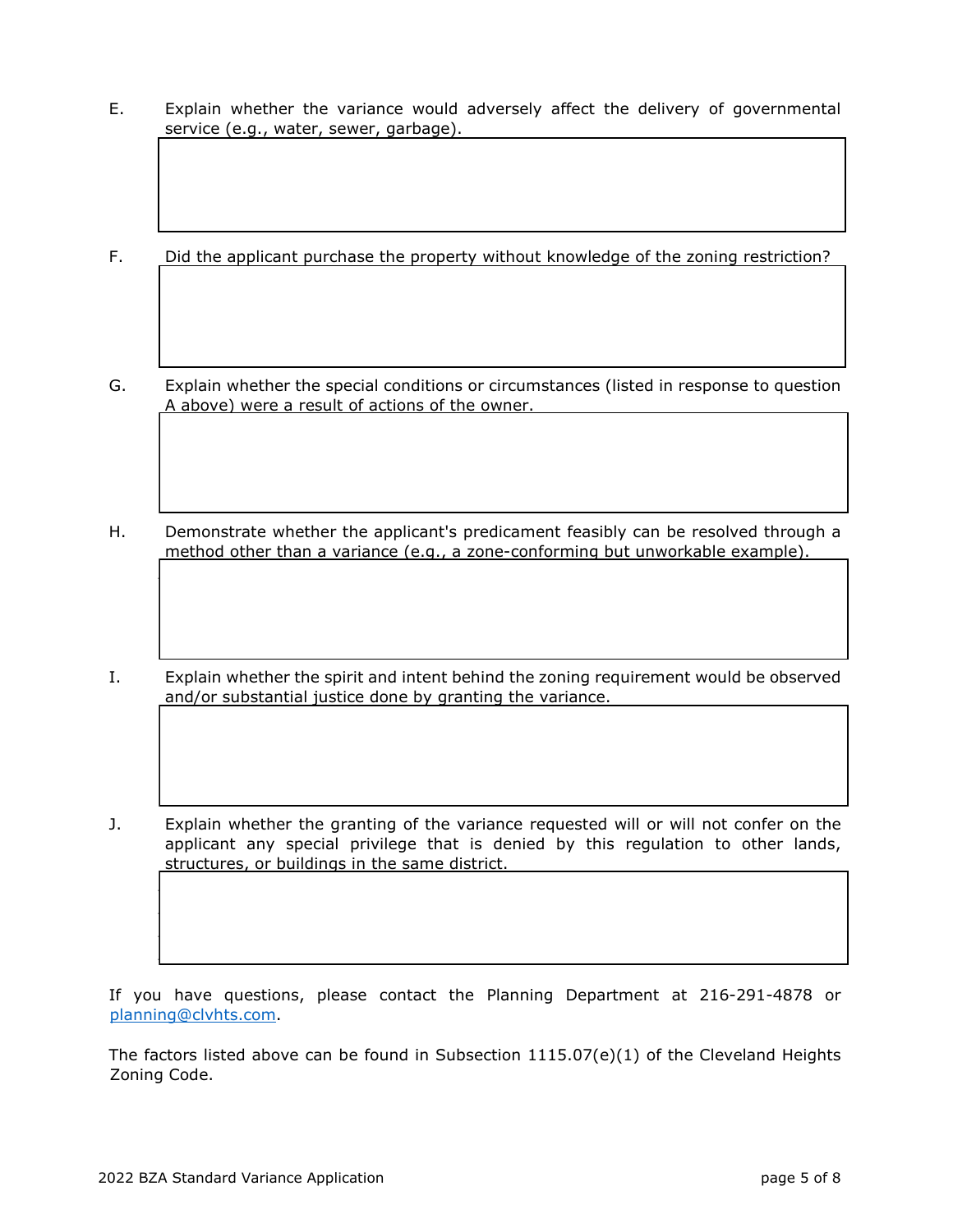E. Explain whether the variance would adversely affect the delivery of governmental service (e.g., water, sewer, garbage).

F. Did the applicant purchase the property without knowledge of the zoning restriction?

G. Explain whether the special conditions or circumstances (listed in response to question A above) were a result of actions of the owner.

H. Demonstrate whether the applicant's predicament feasibly can be resolved through a method other than a variance (e.g., a zone-conforming but unworkable example).

I. Explain whether the spirit and intent behind the zoning requirement would be observed and/or substantial justice done by granting the variance.

J. Explain whether the granting of the variance requested will or will not confer on the applicant any special privilege that is denied by this regulation to other lands, structures, or buildings in the same district.

If you have questions, please contact the Planning Department at 216-291-4878 or [planning@clvhts.com](mailto:planning@clvhts.com).

The factors listed above can be found in Subsection 1115.07(e)(1) of the Cleveland Heights Zoning Code.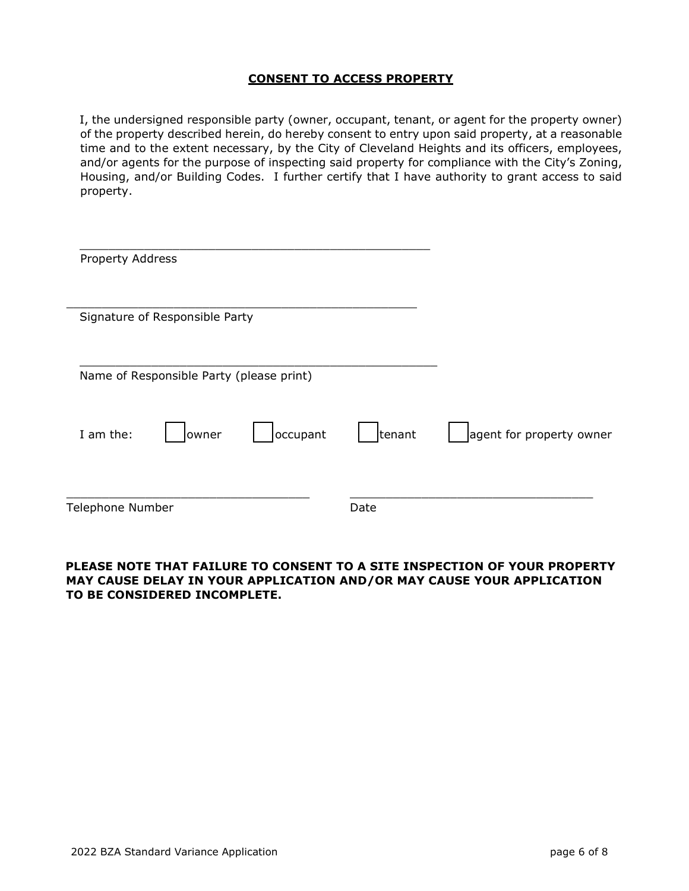## CONSENT TO ACCESS PROPERTY

I, the undersigned responsible party (owner, occupant, tenant, or agent for the property owner) of the property described herein, do hereby consent to entry upon said property, at a reasonable time and to the extent necessary, by the City of Cleveland Heights and its officers, employees, and/or agents for the purpose of inspecting said property for compliance with the City's Zoning, Housing, and/or Building Codes. I further certify that I have authority to grant access to said property.

\_\_\_\_\_\_\_\_\_\_\_\_\_\_\_\_\_\_\_\_\_\_\_\_\_\_\_\_\_\_\_\_\_\_\_\_\_\_\_\_\_\_\_\_\_\_\_\_\_\_
Property Address

\_\_\_\_\_\_\_\_\_\_\_\_\_\_\_\_\_\_\_\_\_\_\_\_\_\_\_\_\_\_\_\_\_\_\_\_\_\_\_\_\_\_\_\_\_\_\_\_\_\_
Signature of Responsible Party

\_\_\_\_\_\_\_\_\_\_\_\_\_\_\_\_\_\_\_\_\_\_\_\_\_\_\_\_\_\_\_\_\_\_\_\_\_\_\_\_\_\_\_\_\_\_\_\_\_\_
Name of Responsible Party (please print)

I am the: ☐ owner ☐ occupant ☐ tenant ☐ agent for property owner

\_\_\_\_\_\_\_\_\_\_\_\_\_\_\_\_\_\_\_\_\_\_\_\_\_\_\_\_\_\_\_\_\_\_ \_\_\_\_\_\_\_\_\_\_\_\_\_\_\_\_\_\_\_\_\_\_\_\_\_\_\_\_\_\_\_\_\_\_
Telephone Number Date

**PLEASE NOTE THAT FAILURE TO CONSENT TO A SITE INSPECTION OF YOUR PROPERTY MAY CAUSE DELAY IN YOUR APPLICATION AND/OR MAY CAUSE YOUR APPLICATION TO BE CONSIDERED INCOMPLETE.**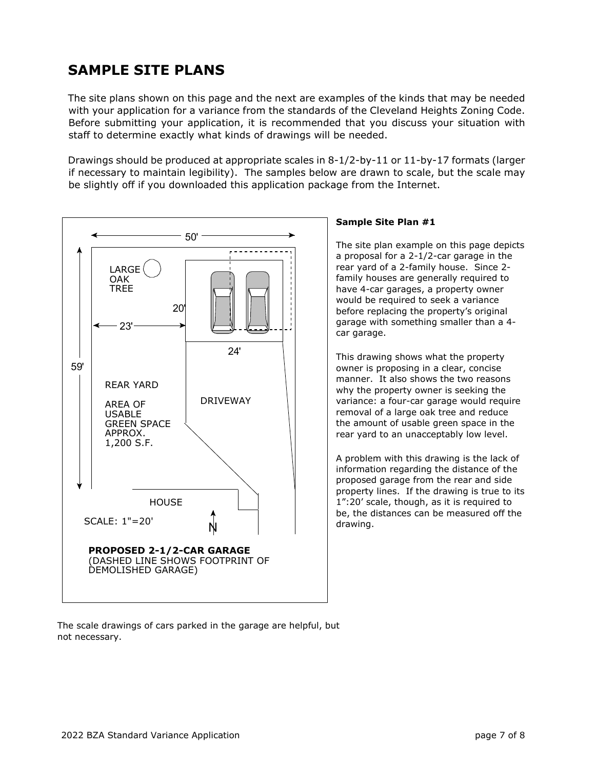## SAMPLE SITE PLANS

The site plans shown on this page and the next are examples of the kinds that may be needed with your application for a variance from the standards of the Cleveland Heights Zoning Code. Before submitting your application, it is recommended that you discuss your situation with staff to determine exactly what kinds of drawings will be needed.

Drawings should be produced at appropriate scales in 8-1/2-by-11 or 11-by-17 formats (larger if necessary to maintain legibility). The samples below are drawn to scale, but the scale may be slightly off if you downloaded this application package from the Internet.

50'

LARGE OAK TREE

20'

23'

24'

59'

REAR YARD

AREA OF USABLE GREEN SPACE APPROX. 1,200 S.F.

DRIVEWAY

HOUSE

SCALE: 1"=20'

N

**PROPOSED 2-1/2-CAR GARAGE**
(DASHED LINE SHOWS FOOTPRINT OF DEMOLISHED GARAGE)

**Sample Site Plan #1**

The site plan example on this page depicts a proposal for a 2-1/2-car garage in the rear yard of a 2-family house. Since 2-family houses are generally required to have 4-car garages, a property owner would be required to seek a variance before replacing the property's original garage with something smaller than a 4-car garage.

This drawing shows what the property owner is proposing in a clear, concise manner. It also shows the two reasons why the property owner is seeking the variance: a four-car garage would require removal of a large oak tree and reduce the amount of usable green space in the rear yard to an unacceptably low level.

A problem with this drawing is the lack of information regarding the distance of the proposed garage from the rear and side property lines. If the drawing is true to its 1":20' scale, though, as it is required to be, the distances can be measured off the drawing.

The scale drawings of cars parked in the garage are helpful, but not necessary.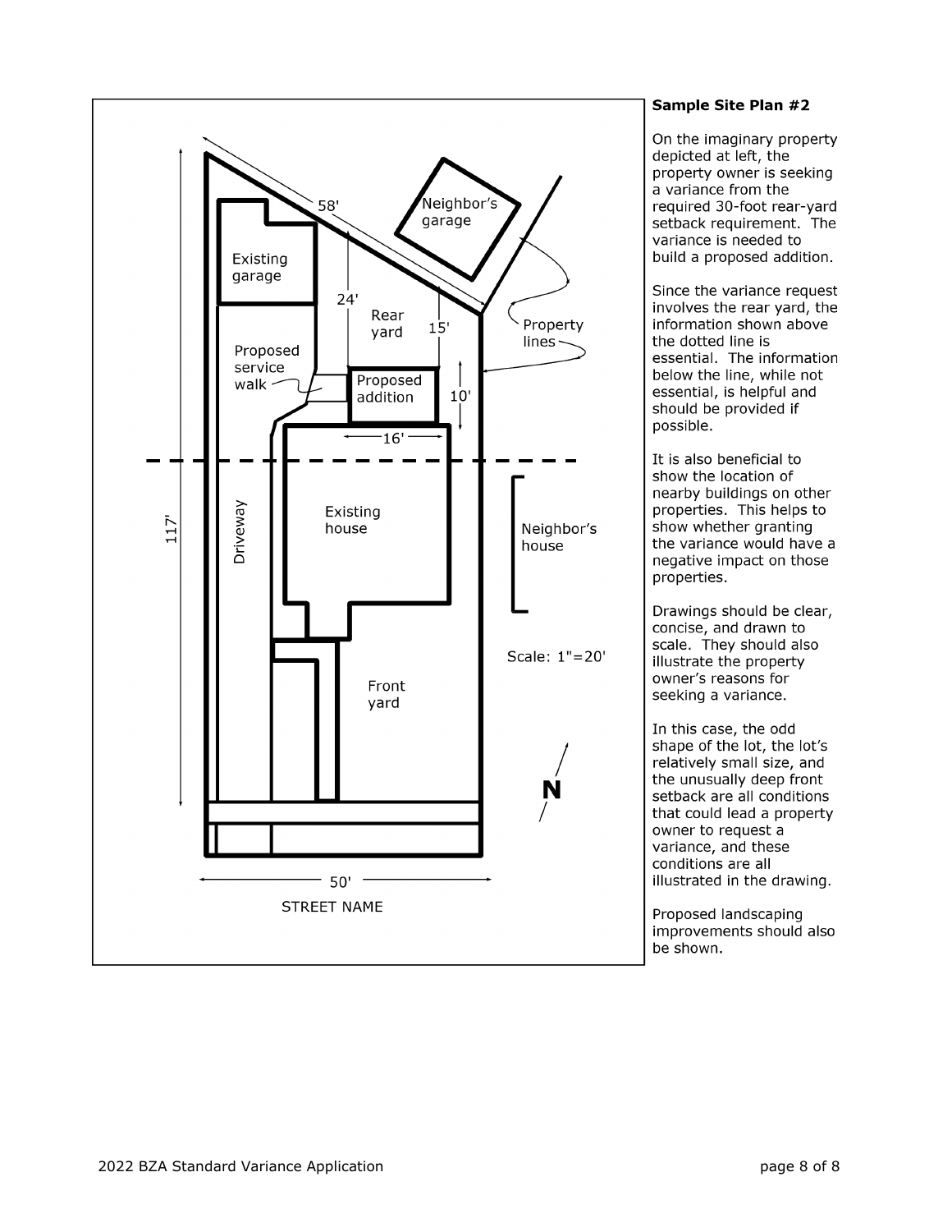58'

Neighbor's garage

Existing garage

24'

Rear yard

15'

Property lines

Proposed service walk

Proposed addition

10'

16'

117'

Driveway

Existing house

Neighbor's house

Scale: 1"=20'

Front yard

N

50'

STREET NAME

**Sample Site Plan #2**

On the imaginary property depicted at left, the property owner is seeking a variance from the required 30-foot rear-yard setback requirement. The variance is needed to build a proposed addition.

Since the variance request involves the rear yard, the information shown above the dotted line is essential. The information below the line, while not essential, is helpful and should be provided if possible.

It is also beneficial to show the location of nearby buildings on other properties. This helps to show whether granting the variance would have a negative impact on those properties.

Drawings should be clear, concise, and drawn to scale. They should also illustrate the property owner's reasons for seeking a variance.

In this case, the odd shape of the lot, the lot's relatively small size, and the unusually deep front setback are all conditions that could lead a property owner to request a variance, and these conditions are all illustrated in the drawing.

Proposed landscaping improvements should also be shown.